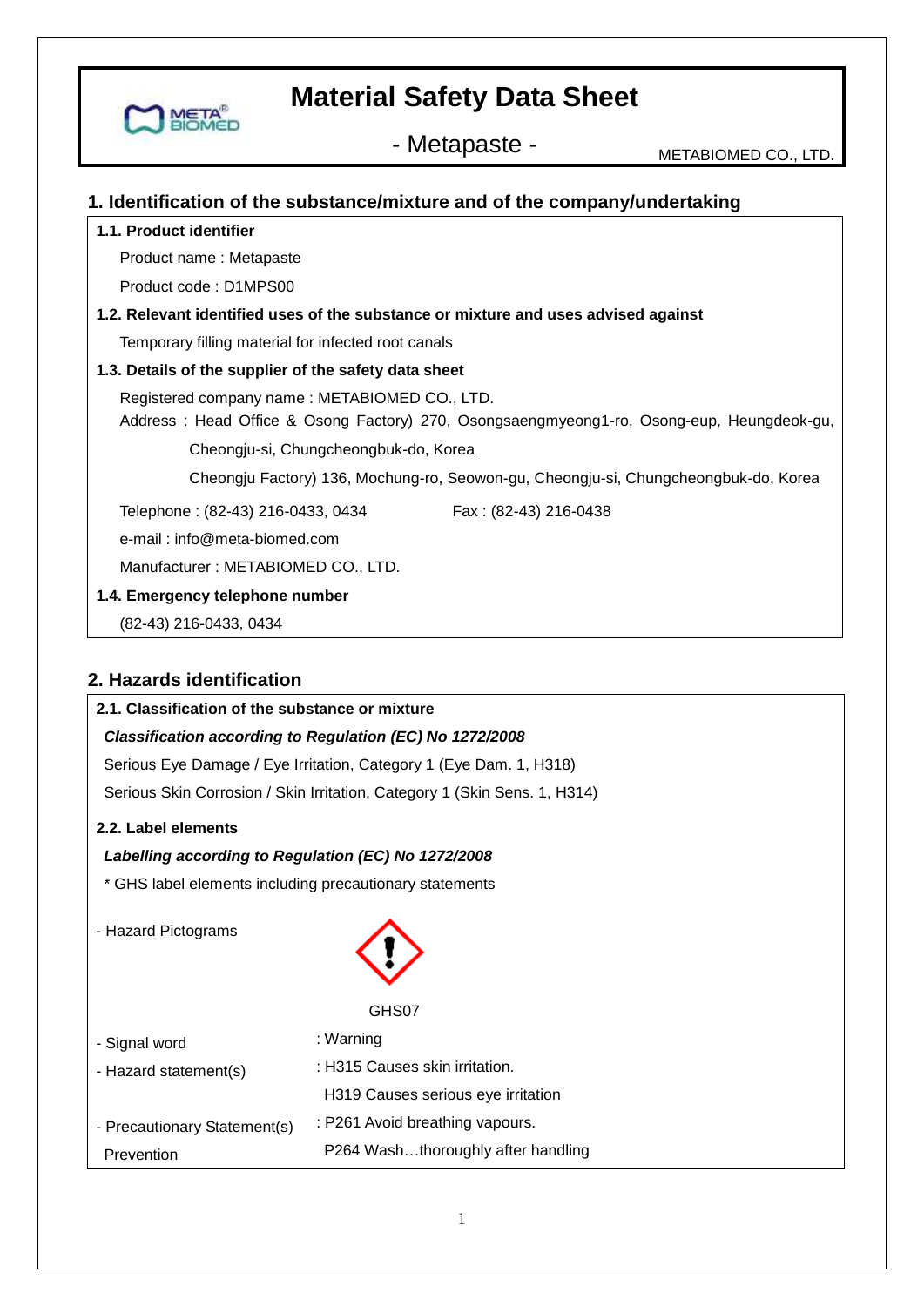# Material Safety Data Sheet

- Metapaste -

METABIOMED CO., LTD.

## 1. Identification of the substance/mixture and of the company/undertaking

**1.1. Product identifier**

Product name : Metapaste

Product code : D1MPS00

**1.2. Relevant identified uses of the substance or mixture and uses advised against**

Temporary filling material for infected root canals

**1.3. Details of the supplier of the safety data sheet**

Registered company name : METABIOMED CO., LTD.

Address : Head Office & Osong Factory) 270, Osongsaengmyeong1-ro, Osong-eup, Heungdeok-gu, Cheongju-si, Chungcheongbuk-do, Korea

Cheongju Factory) 136, Mochung-ro, Seowon-gu, Cheongju-si, Chungcheongbuk-do, Korea

Telephone : (82-43) 216-0433, 0434    Fax : (82-43) 216-0438

e-mail : info@meta-biomed.com

Manufacturer : METABIOMED CO., LTD.

**1.4. Emergency telephone number**

(82-43) 216-0433, 0434

## 2. Hazards identification

**2.1. Classification of the substance or mixture**

***Classification according to Regulation (EC) No 1272/2008***

Serious Eye Damage / Eye Irritation, Category 1 (Eye Dam. 1, H318)

Serious Skin Corrosion / Skin Irritation, Category 1 (Skin Sens. 1, H314)

**2.2. Label elements**

***Labelling according to Regulation (EC) No 1272/2008***

* GHS label elements including precautionary statements

- Hazard Pictograms

GHS07

- Signal word : Warning
- Hazard statement(s) : H315 Causes skin irritation.
  H319 Causes serious eye irritation
- Precautionary Statement(s) Prevention : P261 Avoid breathing vapours.
  P264 Wash…thoroughly after handling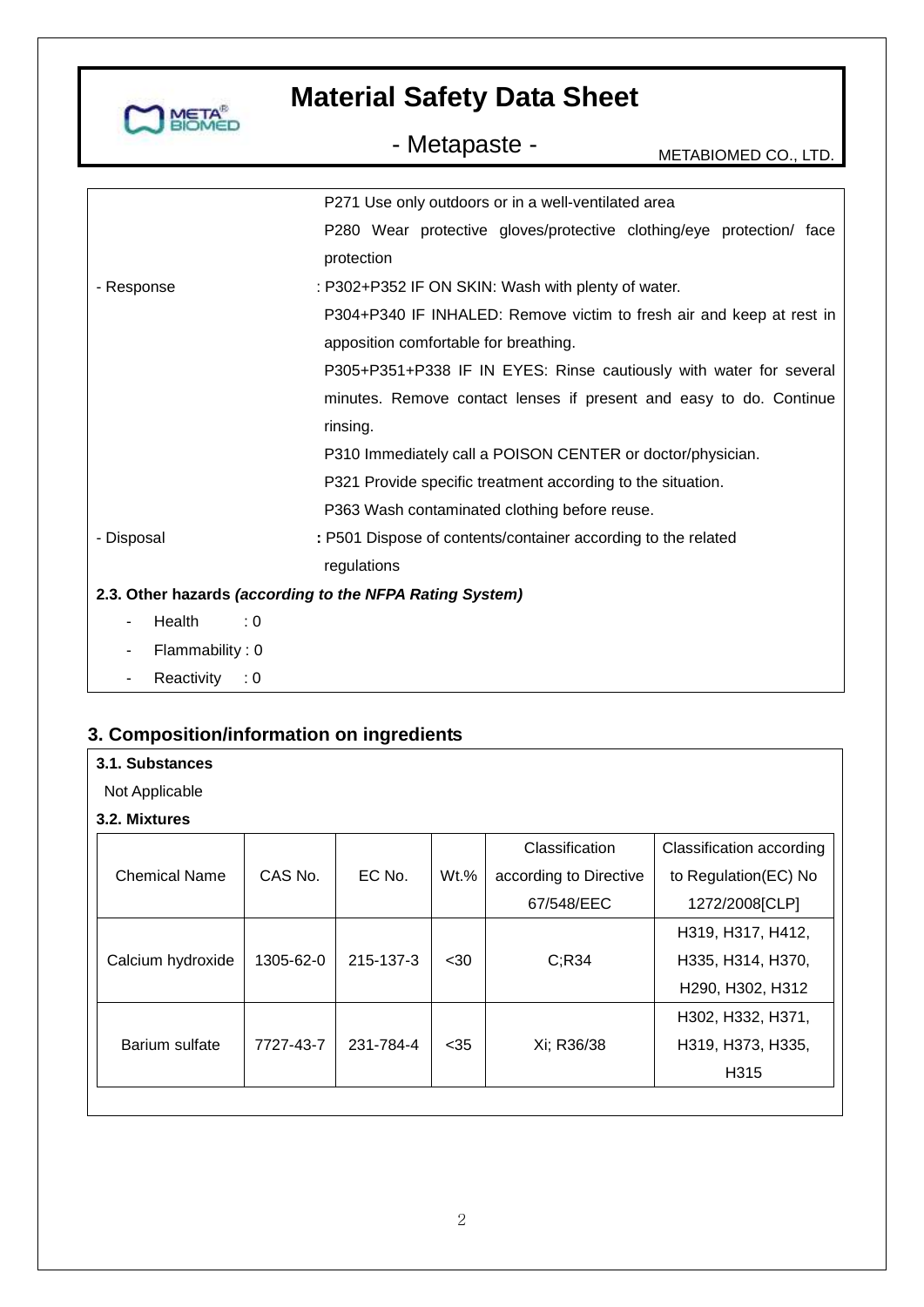P271 Use only outdoors or in a well-ventilated area

P280 Wear protective gloves/protective clothing/eye protection/ face protection

- Response : P302+P352 IF ON SKIN: Wash with plenty of water.

  P304+P340 IF INHALED: Remove victim to fresh air and keep at rest in apposition comfortable for breathing.

  P305+P351+P338 IF IN EYES: Rinse cautiously with water for several minutes. Remove contact lenses if present and easy to do. Continue rinsing.

  P310 Immediately call a POISON CENTER or doctor/physician.

  P321 Provide specific treatment according to the situation.

  P363 Wash contaminated clothing before reuse.

- Disposal **:** P501 Dispose of contents/container according to the related regulations

**2.3. Other hazards *(according to the NFPA Rating System)***

- Health : 0
- Flammability : 0
- Reactivity : 0

## 3. Composition/information on ingredients

**3.1. Substances**

Not Applicable

**3.2. Mixtures**

| Chemical Name | CAS No. | EC No. | Wt.% | Classification according to Directive 67/548/EEC | Classification according to Regulation(EC) No 1272/2008[CLP] |
|---|---|---|---|---|---|
| Calcium hydroxide | 1305-62-0 | 215-137-3 | <30 | C;R34 | H319, H317, H412, H335, H314, H370, H290, H302, H312 |
| Barium sulfate | 7727-43-7 | 231-784-4 | <35 | Xi; R36/38 | H302, H332, H371, H319, H373, H335, H315 |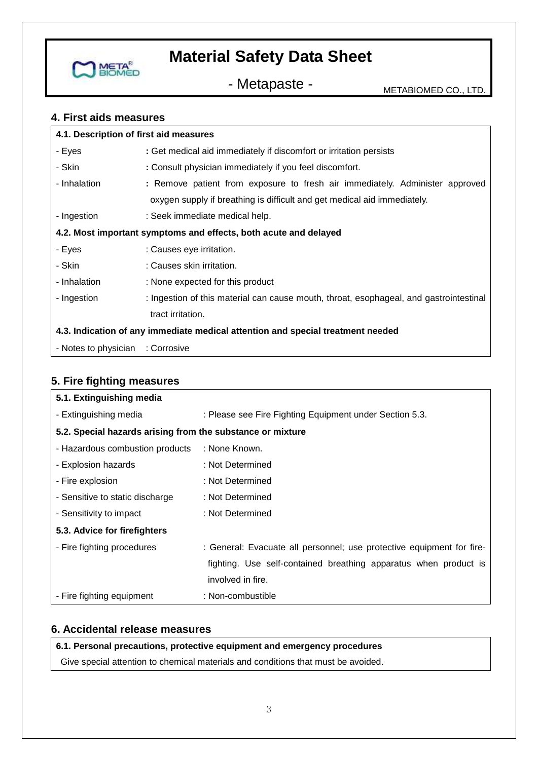## 4. First aids measures

**4.1. Description of first aid measures**

- Eyes **:** Get medical aid immediately if discomfort or irritation persists
- Skin **:** Consult physician immediately if you feel discomfort.
- Inhalation **:** Remove patient from exposure to fresh air immediately. Administer approved oxygen supply if breathing is difficult and get medical aid immediately.
- Ingestion : Seek immediate medical help.

**4.2. Most important symptoms and effects, both acute and delayed**

- Eyes : Causes eye irritation.
- Skin : Causes skin irritation.
- Inhalation : None expected for this product
- Ingestion : Ingestion of this material can cause mouth, throat, esophageal, and gastrointestinal tract irritation.

**4.3. Indication of any immediate medical attention and special treatment needed**

- Notes to physician : Corrosive

## 5. Fire fighting measures

**5.1. Extinguishing media**

- Extinguishing media : Please see Fire Fighting Equipment under Section 5.3.

**5.2. Special hazards arising from the substance or mixture**

- Hazardous combustion products : None Known.
- Explosion hazards : Not Determined
- Fire explosion : Not Determined
- Sensitive to static discharge : Not Determined
- Sensitivity to impact : Not Determined

**5.3. Advice for firefighters**

- Fire fighting procedures : General: Evacuate all personnel; use protective equipment for fire-fighting. Use self-contained breathing apparatus when product is involved in fire.
- Fire fighting equipment : Non-combustible

## 6. Accidental release measures

**6.1. Personal precautions, protective equipment and emergency procedures**

Give special attention to chemical materials and conditions that must be avoided.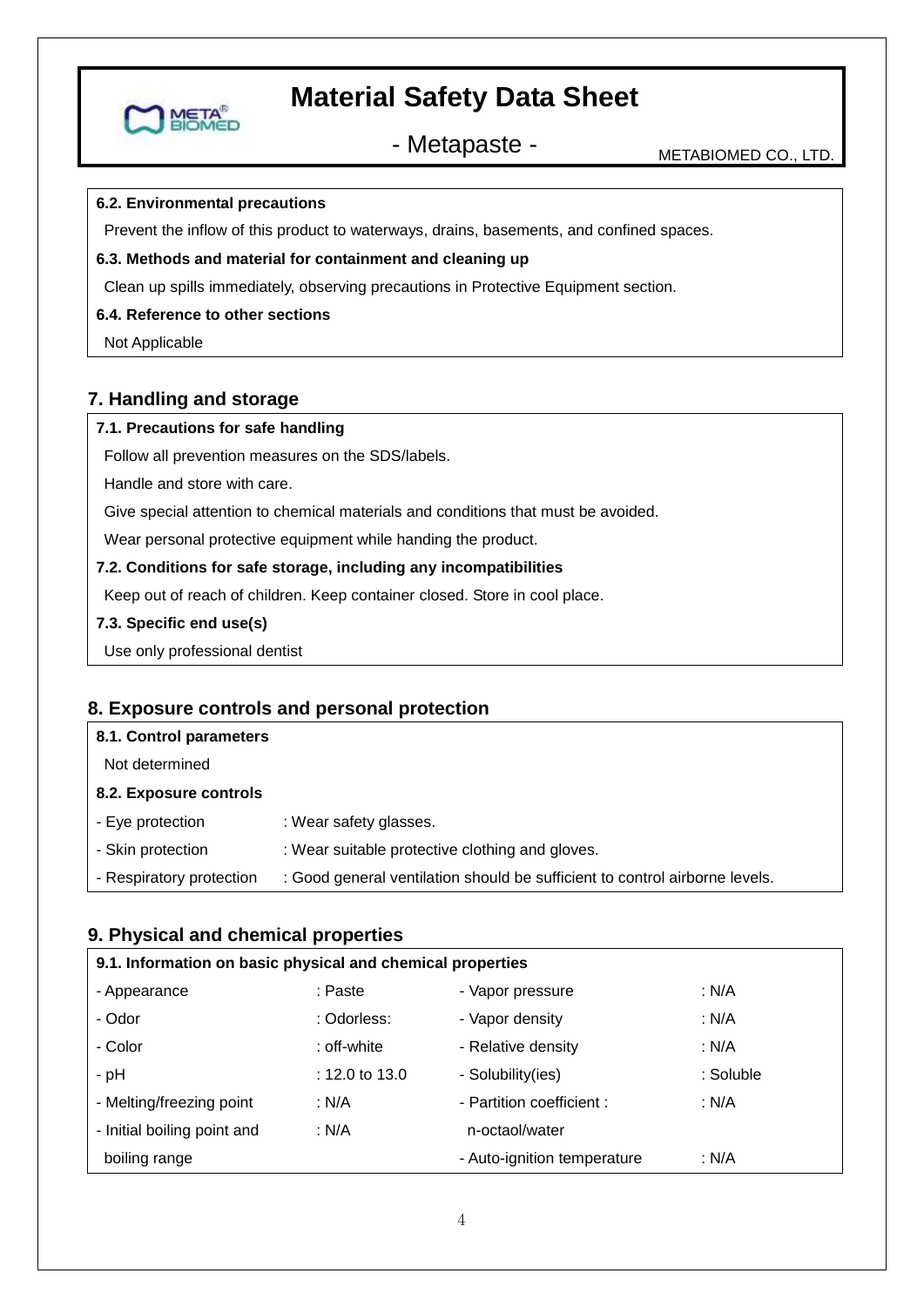#### 6.2. Environmental precautions

Prevent the inflow of this product to waterways, drains, basements, and confined spaces.

#### 6.3. Methods and material for containment and cleaning up

Clean up spills immediately, observing precautions in Protective Equipment section.

#### 6.4. Reference to other sections

Not Applicable

## 7. Handling and storage

#### 7.1. Precautions for safe handling

Follow all prevention measures on the SDS/labels.

Handle and store with care.

Give special attention to chemical materials and conditions that must be avoided.

Wear personal protective equipment while handing the product.

#### 7.2. Conditions for safe storage, including any incompatibilities

Keep out of reach of children. Keep container closed. Store in cool place.

#### 7.3. Specific end use(s)

Use only professional dentist

## 8. Exposure controls and personal protection

#### 8.1. Control parameters

Not determined

#### 8.2. Exposure controls

- Eye protection : Wear safety glasses.
- Skin protection : Wear suitable protective clothing and gloves.
- Respiratory protection : Good general ventilation should be sufficient to control airborne levels.

## 9. Physical and chemical properties

#### 9.1. Information on basic physical and chemical properties

| Property | Value | Property | Value |
|---|---|---|---|
| - Appearance | : Paste | - Vapor pressure | : N/A |
| - Odor | : Odorless: | - Vapor density | : N/A |
| - Color | : off-white | - Relative density | : N/A |
| - pH | : 12.0 to 13.0 | - Solubility(ies) | : Soluble |
| - Melting/freezing point | : N/A | - Partition coefficient : n-octaol/water | : N/A |
| - Initial boiling point and boiling range | : N/A | - Auto-ignition temperature | : N/A |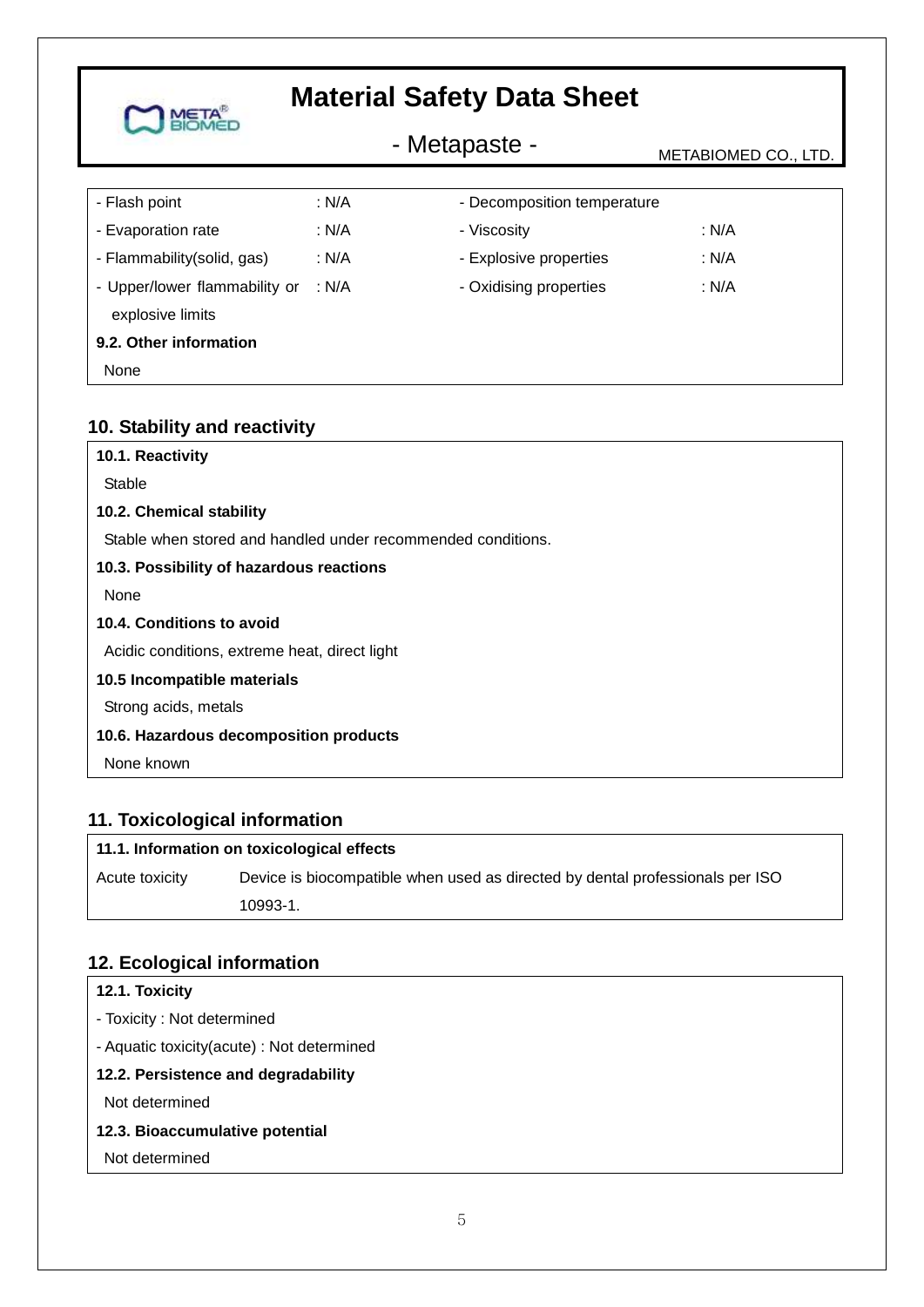| | | | |
|---|---|---|---|
| - Flash point | : N/A | - Decomposition temperature | |
| - Evaporation rate | : N/A | - Viscosity | : N/A |
| - Flammability(solid, gas) | : N/A | - Explosive properties | : N/A |
| - Upper/lower flammability or explosive limits | : N/A | - Oxidising properties | : N/A |

**9.2. Other information**

None

## 10. Stability and reactivity

**10.1. Reactivity**

Stable

**10.2. Chemical stability**

Stable when stored and handled under recommended conditions.

**10.3. Possibility of hazardous reactions**

None

**10.4. Conditions to avoid**

Acidic conditions, extreme heat, direct light

**10.5 Incompatible materials**

Strong acids, metals

**10.6. Hazardous decomposition products**

None known

## 11. Toxicological information

**11.1. Information on toxicological effects**

| | |
|---|---|
| Acute toxicity | Device is biocompatible when used as directed by dental professionals per ISO 10993-1. |

## 12. Ecological information

**12.1. Toxicity**

- Toxicity : Not determined
- Aquatic toxicity(acute) : Not determined

**12.2. Persistence and degradability**

Not determined

**12.3. Bioaccumulative potential**

Not determined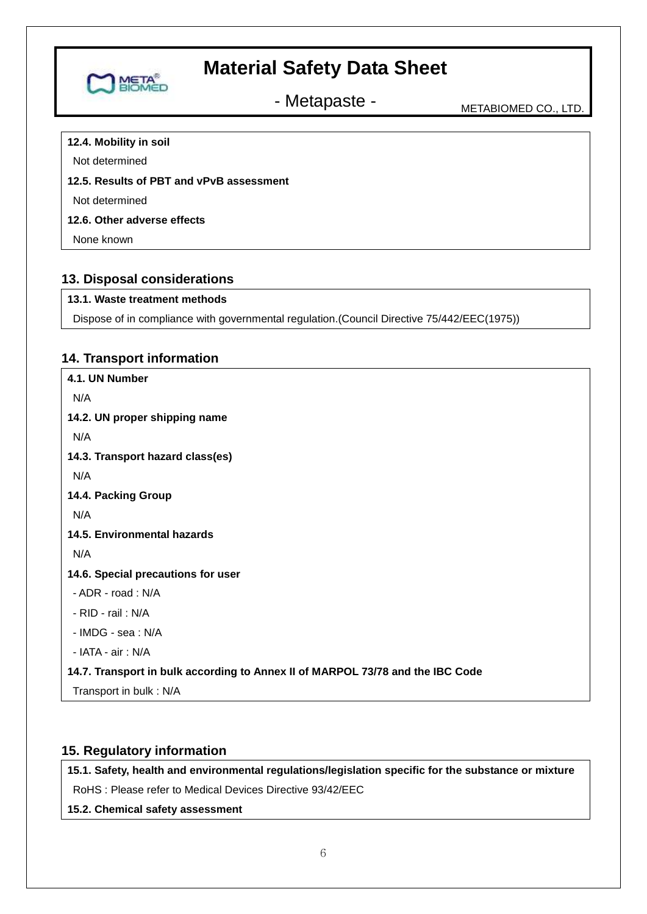**12.4. Mobility in soil**

Not determined

**12.5. Results of PBT and vPvB assessment**

Not determined

**12.6. Other adverse effects**

None known

## 13. Disposal considerations

**13.1. Waste treatment methods**

Dispose of in compliance with governmental regulation.(Council Directive 75/442/EEC(1975))

## 14. Transport information

**4.1. UN Number**

N/A

**14.2. UN proper shipping name**

N/A

**14.3. Transport hazard class(es)**

N/A

**14.4. Packing Group**

N/A

**14.5. Environmental hazards**

N/A

**14.6. Special precautions for user**

- ADR - road : N/A
- RID - rail : N/A
- IMDG - sea : N/A
- IATA - air : N/A

**14.7. Transport in bulk according to Annex II of MARPOL 73/78 and the IBC Code**

Transport in bulk : N/A

## 15. Regulatory information

**15.1. Safety, health and environmental regulations/legislation specific for the substance or mixture**

RoHS : Please refer to Medical Devices Directive 93/42/EEC

**15.2. Chemical safety assessment**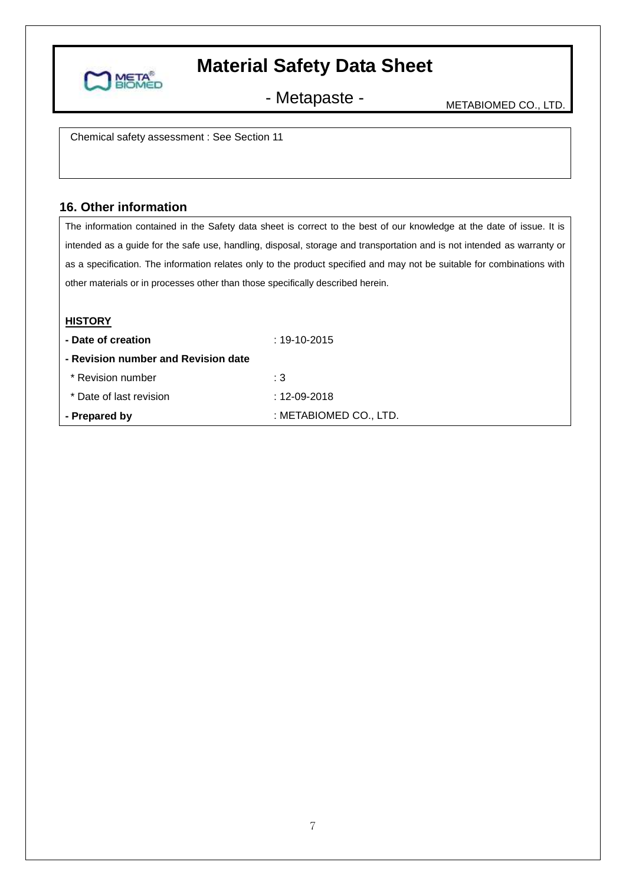Chemical safety assessment : See Section 11

## 16. Other information

The information contained in the Safety data sheet is correct to the best of our knowledge at the date of issue. It is intended as a guide for the safe use, handling, disposal, storage and transportation and is not intended as warranty or as a specification. The information relates only to the product specified and may not be suitable for combinations with other materials or in processes other than those specifically described herein.

**HISTORY**

| | |
|---|---|
| **- Date of creation** | : 19-10-2015 |
| **- Revision number and Revision date** | |
| * Revision number | : 3 |
| * Date of last revision | : 12-09-2018 |
| **- Prepared by** | : METABIOMED CO., LTD. |